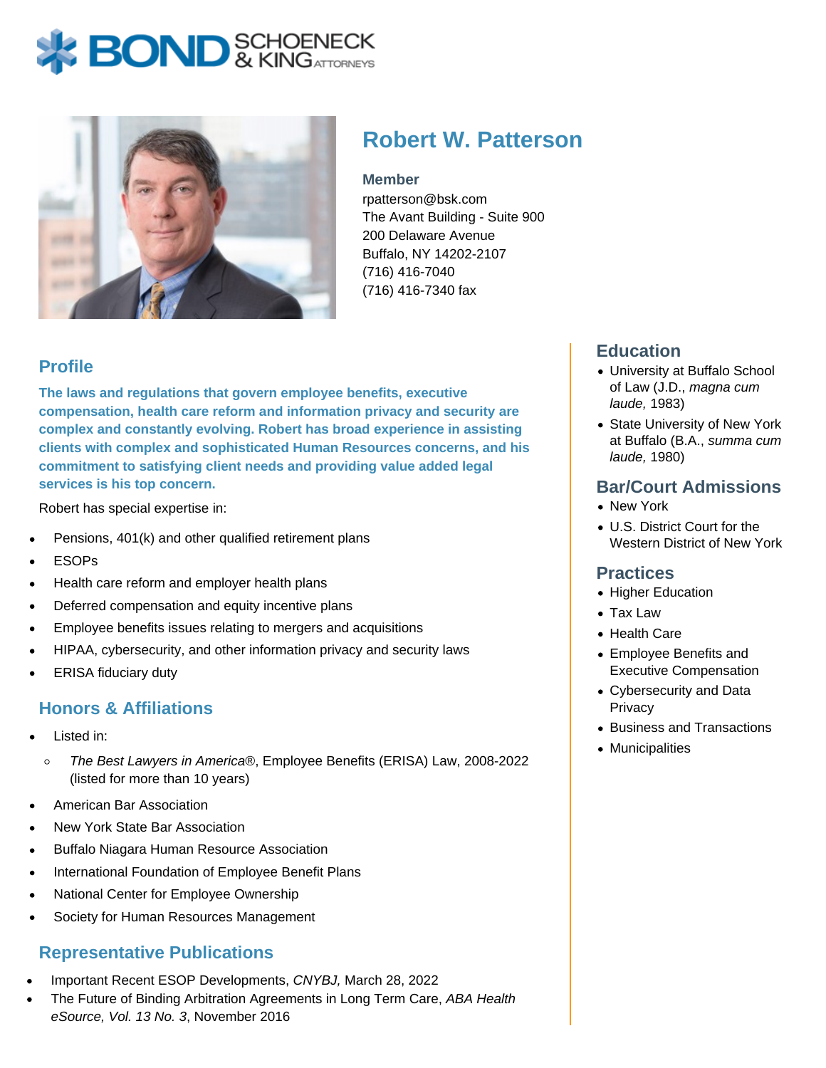# Robert W. Patterson

**Member**
rpatterson@bsk.com
The Avant Building - Suite 900
200 Delaware Avenue
Buffalo, NY 14202-2107
(716) 416-7040
(716) 416-7340 fax

## Profile

**The laws and regulations that govern employee benefits, executive compensation, health care reform and information privacy and security are complex and constantly evolving. Robert has broad experience in assisting clients with complex and sophisticated Human Resources concerns, and his commitment to satisfying client needs and providing value added legal services is his top concern.**

Robert has special expertise in:

- Pensions, 401(k) and other qualified retirement plans
- ESOPs
- Health care reform and employer health plans
- Deferred compensation and equity incentive plans
- Employee benefits issues relating to mergers and acquisitions
- HIPAA, cybersecurity, and other information privacy and security laws
- ERISA fiduciary duty

## Honors & Affiliations

- Listed in:
  - *The Best Lawyers in America®*, Employee Benefits (ERISA) Law, 2008-2022 (listed for more than 10 years)
- American Bar Association
- New York State Bar Association
- Buffalo Niagara Human Resource Association
- International Foundation of Employee Benefit Plans
- National Center for Employee Ownership
- Society for Human Resources Management

## Representative Publications

- Important Recent ESOP Developments, *CNYBJ,* March 28, 2022
- The Future of Binding Arbitration Agreements in Long Term Care, *ABA Health eSource, Vol. 13 No. 3*, November 2016

## Education

- University at Buffalo School of Law (J.D., *magna cum laude,* 1983)
- State University of New York at Buffalo (B.A., *summa cum laude,* 1980)

## Bar/Court Admissions

- New York
- U.S. District Court for the Western District of New York

## Practices

- Higher Education
- Tax Law
- Health Care
- Employee Benefits and Executive Compensation
- Cybersecurity and Data Privacy
- Business and Transactions
- Municipalities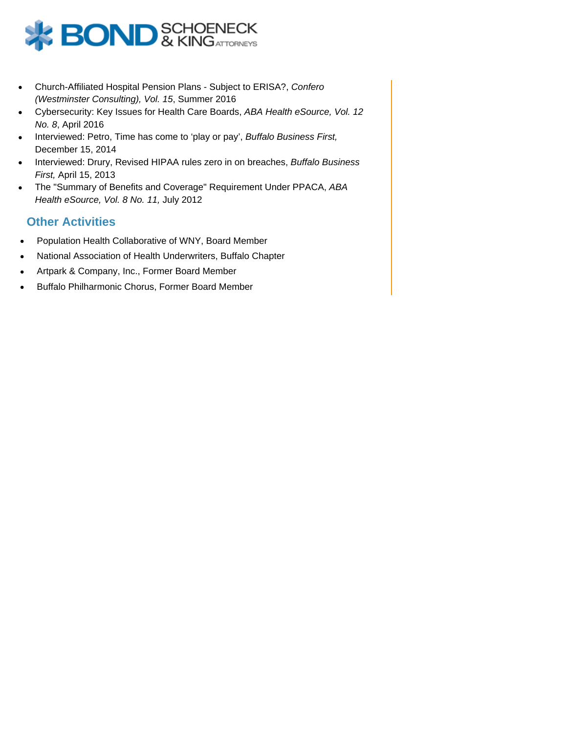- Church-Affiliated Hospital Pension Plans - Subject to ERISA?, *Confero (Westminster Consulting), Vol. 15*, Summer 2016
- Cybersecurity: Key Issues for Health Care Boards, *ABA Health eSource, Vol. 12 No. 8*, April 2016
- Interviewed: Petro, Time has come to 'play or pay', *Buffalo Business First,* December 15, 2014
- Interviewed: Drury, Revised HIPAA rules zero in on breaches, *Buffalo Business First,* April 15, 2013
- The "Summary of Benefits and Coverage" Requirement Under PPACA, *ABA Health eSource, Vol. 8 No. 11,* July 2012

## Other Activities

- Population Health Collaborative of WNY, Board Member
- National Association of Health Underwriters, Buffalo Chapter
- Artpark & Company, Inc., Former Board Member
- Buffalo Philharmonic Chorus, Former Board Member